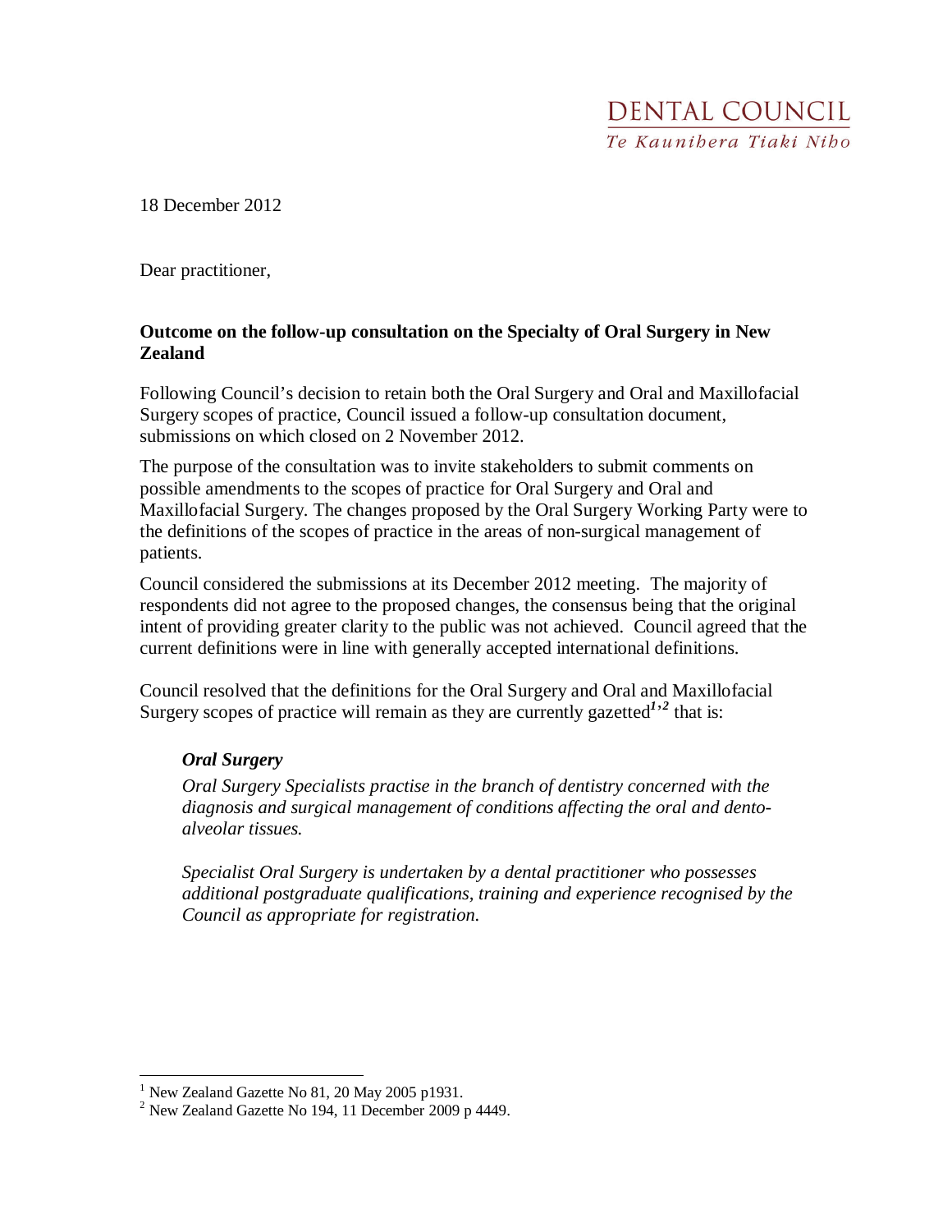DENTAL COUNCIL
*Te Kaunihera Tiaki Niho*

18 December 2012

Dear practitioner,

**Outcome on the follow-up consultation on the Specialty of Oral Surgery in New Zealand**

Following Council's decision to retain both the Oral Surgery and Oral and Maxillofacial Surgery scopes of practice, Council issued a follow-up consultation document, submissions on which closed on 2 November 2012.

The purpose of the consultation was to invite stakeholders to submit comments on possible amendments to the scopes of practice for Oral Surgery and Oral and Maxillofacial Surgery. The changes proposed by the Oral Surgery Working Party were to the definitions of the scopes of practice in the areas of non-surgical management of patients.

Council considered the submissions at its December 2012 meeting. The majority of respondents did not agree to the proposed changes, the consensus being that the original intent of providing greater clarity to the public was not achieved. Council agreed that the current definitions were in line with generally accepted international definitions.

Council resolved that the definitions for the Oral Surgery and Oral and Maxillofacial Surgery scopes of practice will remain as they are currently gazetted[1,2] that is:

> ***Oral Surgery***
>
> *Oral Surgery Specialists practise in the branch of dentistry concerned with the diagnosis and surgical management of conditions affecting the oral and dento-alveolar tissues.*
>
> *Specialist Oral Surgery is undertaken by a dental practitioner who possesses additional postgraduate qualifications, training and experience recognised by the Council as appropriate for registration.*

---

[1] New Zealand Gazette No 81, 20 May 2005 p1931.

[2] New Zealand Gazette No 194, 11 December 2009 p 4449.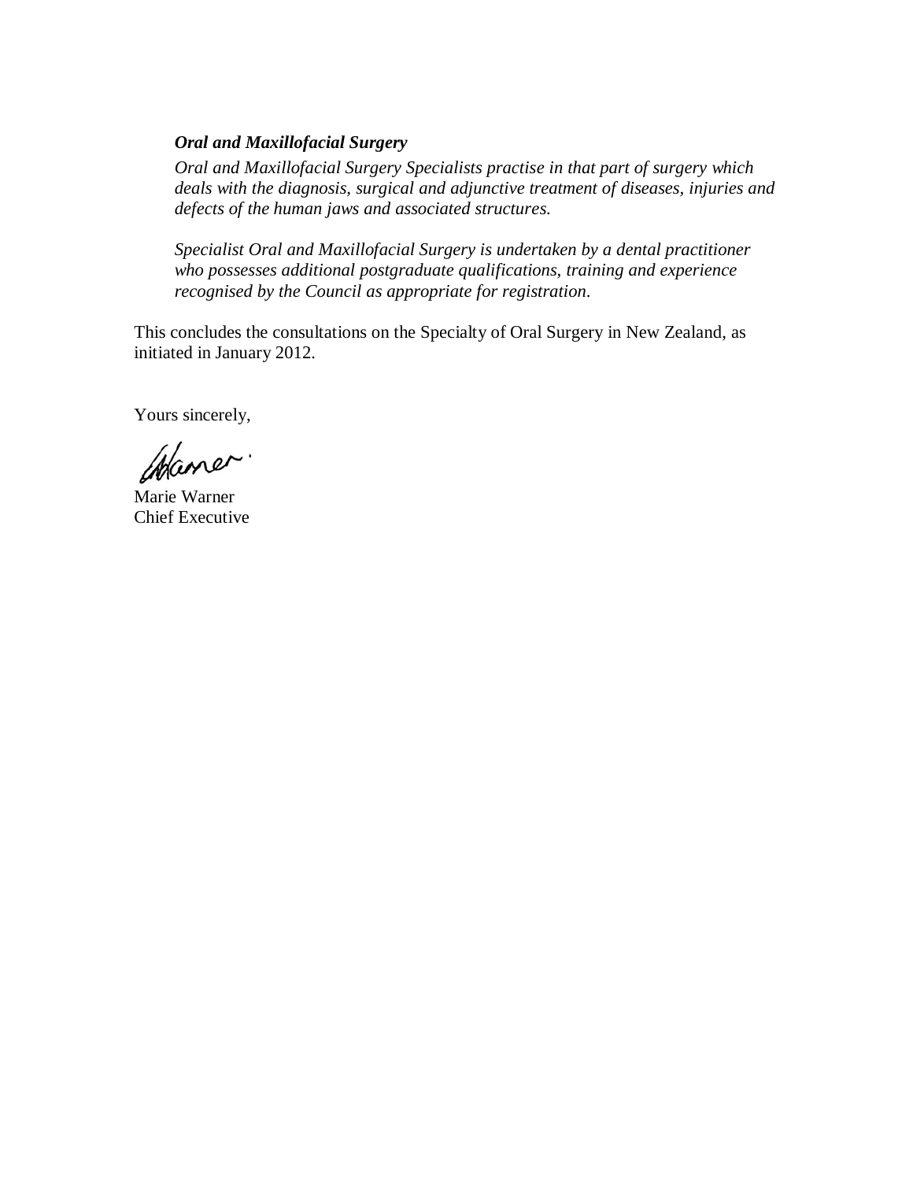***Oral and Maxillofacial Surgery***

*Oral and Maxillofacial Surgery Specialists practise in that part of surgery which deals with the diagnosis, surgical and adjunctive treatment of diseases, injuries and defects of the human jaws and associated structures.*

*Specialist Oral and Maxillofacial Surgery is undertaken by a dental practitioner who possesses additional postgraduate qualifications, training and experience recognised by the Council as appropriate for registration.*

This concludes the consultations on the Specialty of Oral Surgery in New Zealand, as initiated in January 2012.

Yours sincerely,

Marie Warner
Chief Executive